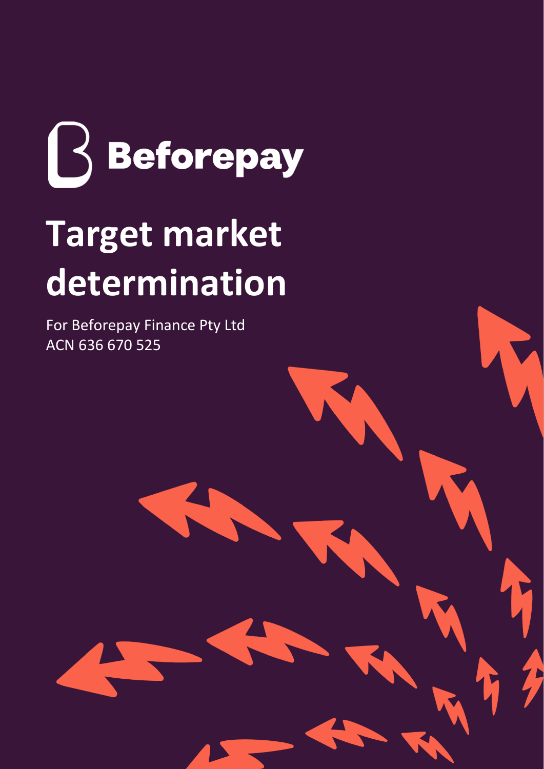Beforepay

# Target market determination

For Beforepay Finance Pty Ltd
ACN 636 670 525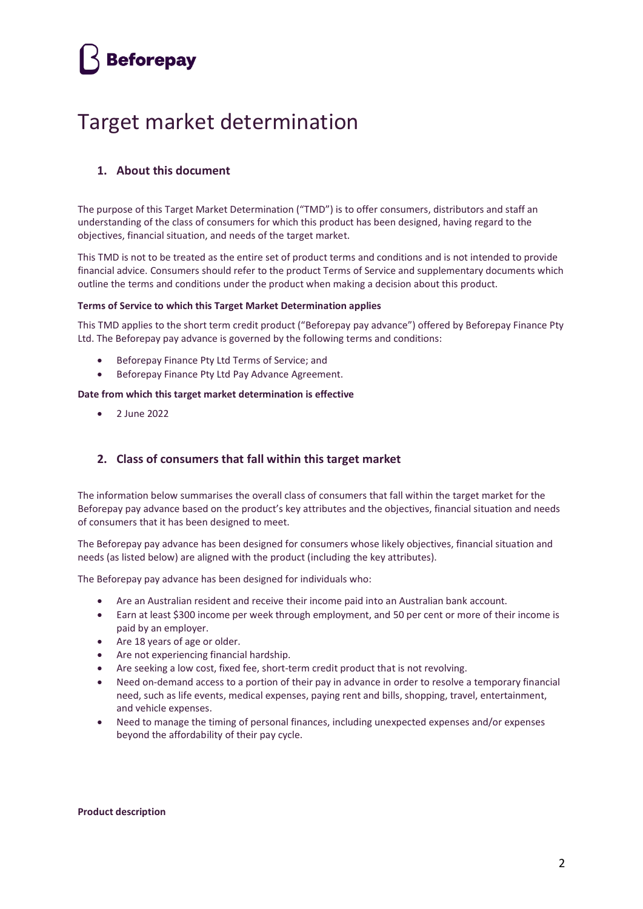**Beforepay**

# Target market determination

## 1. About this document

The purpose of this Target Market Determination ("TMD") is to offer consumers, distributors and staff an understanding of the class of consumers for which this product has been designed, having regard to the objectives, financial situation, and needs of the target market.

This TMD is not to be treated as the entire set of product terms and conditions and is not intended to provide financial advice. Consumers should refer to the product Terms of Service and supplementary documents which outline the terms and conditions under the product when making a decision about this product.

**Terms of Service to which this Target Market Determination applies**

This TMD applies to the short term credit product ("Beforepay pay advance") offered by Beforepay Finance Pty Ltd. The Beforepay pay advance is governed by the following terms and conditions:

- Beforepay Finance Pty Ltd Terms of Service; and
- Beforepay Finance Pty Ltd Pay Advance Agreement.

**Date from which this target market determination is effective**

- 2 June 2022

## 2. Class of consumers that fall within this target market

The information below summarises the overall class of consumers that fall within the target market for the Beforepay pay advance based on the product's key attributes and the objectives, financial situation and needs of consumers that it has been designed to meet.

The Beforepay pay advance has been designed for consumers whose likely objectives, financial situation and needs (as listed below) are aligned with the product (including the key attributes).

The Beforepay pay advance has been designed for individuals who:

- Are an Australian resident and receive their income paid into an Australian bank account.
- Earn at least $300 income per week through employment, and 50 per cent or more of their income is paid by an employer.
- Are 18 years of age or older.
- Are not experiencing financial hardship.
- Are seeking a low cost, fixed fee, short-term credit product that is not revolving.
- Need on-demand access to a portion of their pay in advance in order to resolve a temporary financial need, such as life events, medical expenses, paying rent and bills, shopping, travel, entertainment, and vehicle expenses.
- Need to manage the timing of personal finances, including unexpected expenses and/or expenses beyond the affordability of their pay cycle.

**Product description**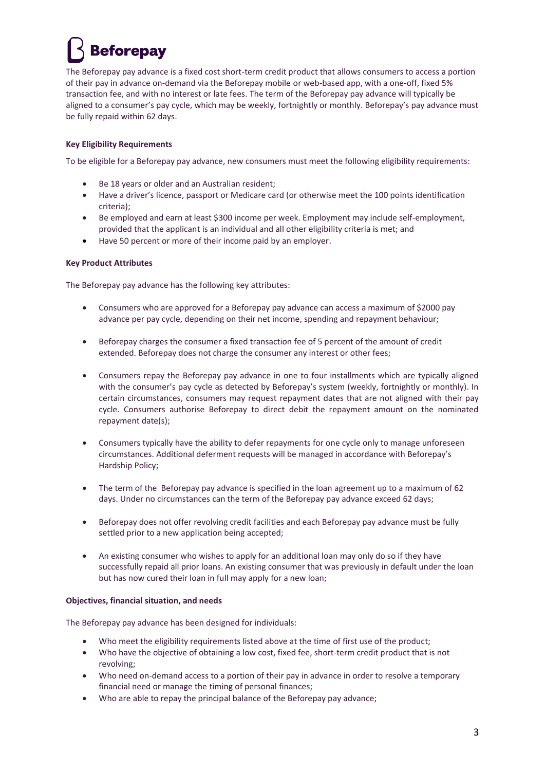# Beforepay

The Beforepay pay advance is a fixed cost short-term credit product that allows consumers to access a portion of their pay in advance on-demand via the Beforepay mobile or web-based app, with a one-off, fixed 5% transaction fee, and with no interest or late fees. The term of the Beforepay pay advance will typically be aligned to a consumer's pay cycle, which may be weekly, fortnightly or monthly. Beforepay's pay advance must be fully repaid within 62 days.

**Key Eligibility Requirements**

To be eligible for a Beforepay pay advance, new consumers must meet the following eligibility requirements:

- Be 18 years or older and an Australian resident;
- Have a driver's licence, passport or Medicare card (or otherwise meet the 100 points identification criteria);
- Be employed and earn at least $300 income per week. Employment may include self-employment, provided that the applicant is an individual and all other eligibility criteria is met; and
- Have 50 percent or more of their income paid by an employer.

**Key Product Attributes**

The Beforepay pay advance has the following key attributes:

- Consumers who are approved for a Beforepay pay advance can access a maximum of $2000 pay advance per pay cycle, depending on their net income, spending and repayment behaviour;
- Beforepay charges the consumer a fixed transaction fee of 5 percent of the amount of credit extended. Beforepay does not charge the consumer any interest or other fees;
- Consumers repay the Beforepay pay advance in one to four installments which are typically aligned with the consumer's pay cycle as detected by Beforepay's system (weekly, fortnightly or monthly). In certain circumstances, consumers may request repayment dates that are not aligned with their pay cycle. Consumers authorise Beforepay to direct debit the repayment amount on the nominated repayment date(s);
- Consumers typically have the ability to defer repayments for one cycle only to manage unforeseen circumstances. Additional deferment requests will be managed in accordance with Beforepay's Hardship Policy;
- The term of the Beforepay pay advance is specified in the loan agreement up to a maximum of 62 days. Under no circumstances can the term of the Beforepay pay advance exceed 62 days;
- Beforepay does not offer revolving credit facilities and each Beforepay pay advance must be fully settled prior to a new application being accepted;
- An existing consumer who wishes to apply for an additional loan may only do so if they have successfully repaid all prior loans. An existing consumer that was previously in default under the loan but has now cured their loan in full may apply for a new loan;

**Objectives, financial situation, and needs**

The Beforepay pay advance has been designed for individuals:

- Who meet the eligibility requirements listed above at the time of first use of the product;
- Who have the objective of obtaining a low cost, fixed fee, short-term credit product that is not revolving;
- Who need on-demand access to a portion of their pay in advance in order to resolve a temporary financial need or manage the timing of personal finances;
- Who are able to repay the principal balance of the Beforepay pay advance;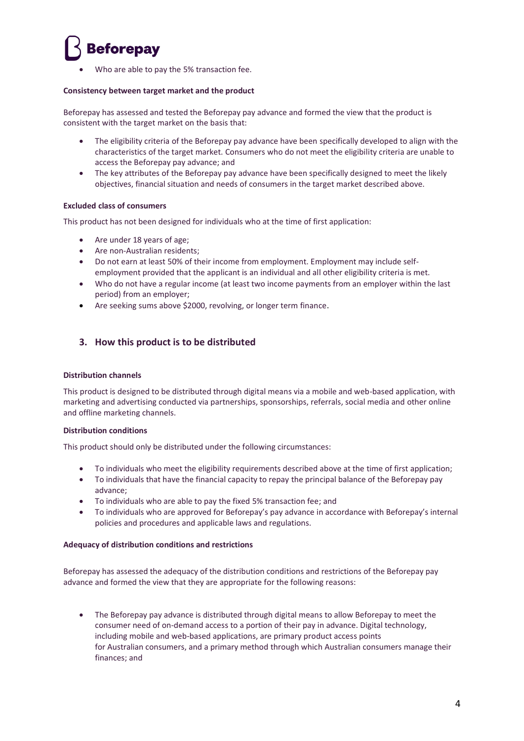- Who are able to pay the 5% transaction fee.

**Consistency between target market and the product**

Beforepay has assessed and tested the Beforepay pay advance and formed the view that the product is consistent with the target market on the basis that:

- The eligibility criteria of the Beforepay pay advance have been specifically developed to align with the characteristics of the target market. Consumers who do not meet the eligibility criteria are unable to access the Beforepay pay advance; and
- The key attributes of the Beforepay pay advance have been specifically designed to meet the likely objectives, financial situation and needs of consumers in the target market described above.

**Excluded class of consumers**

This product has not been designed for individuals who at the time of first application:

- Are under 18 years of age;
- Are non-Australian residents;
- Do not earn at least 50% of their income from employment. Employment may include self-employment provided that the applicant is an individual and all other eligibility criteria is met.
- Who do not have a regular income (at least two income payments from an employer within the last period) from an employer;
- Are seeking sums above $2000, revolving, or longer term finance.

## 3. How this product is to be distributed

**Distribution channels**

This product is designed to be distributed through digital means via a mobile and web-based application, with marketing and advertising conducted via partnerships, sponsorships, referrals, social media and other online and offline marketing channels.

**Distribution conditions**

This product should only be distributed under the following circumstances:

- To individuals who meet the eligibility requirements described above at the time of first application;
- To individuals that have the financial capacity to repay the principal balance of the Beforepay pay advance;
- To individuals who are able to pay the fixed 5% transaction fee; and
- To individuals who are approved for Beforepay's pay advance in accordance with Beforepay's internal policies and procedures and applicable laws and regulations.

**Adequacy of distribution conditions and restrictions**

Beforepay has assessed the adequacy of the distribution conditions and restrictions of the Beforepay pay advance and formed the view that they are appropriate for the following reasons:

- The Beforepay pay advance is distributed through digital means to allow Beforepay to meet the consumer need of on-demand access to a portion of their pay in advance. Digital technology, including mobile and web-based applications, are primary product access points for Australian consumers, and a primary method through which Australian consumers manage their finances; and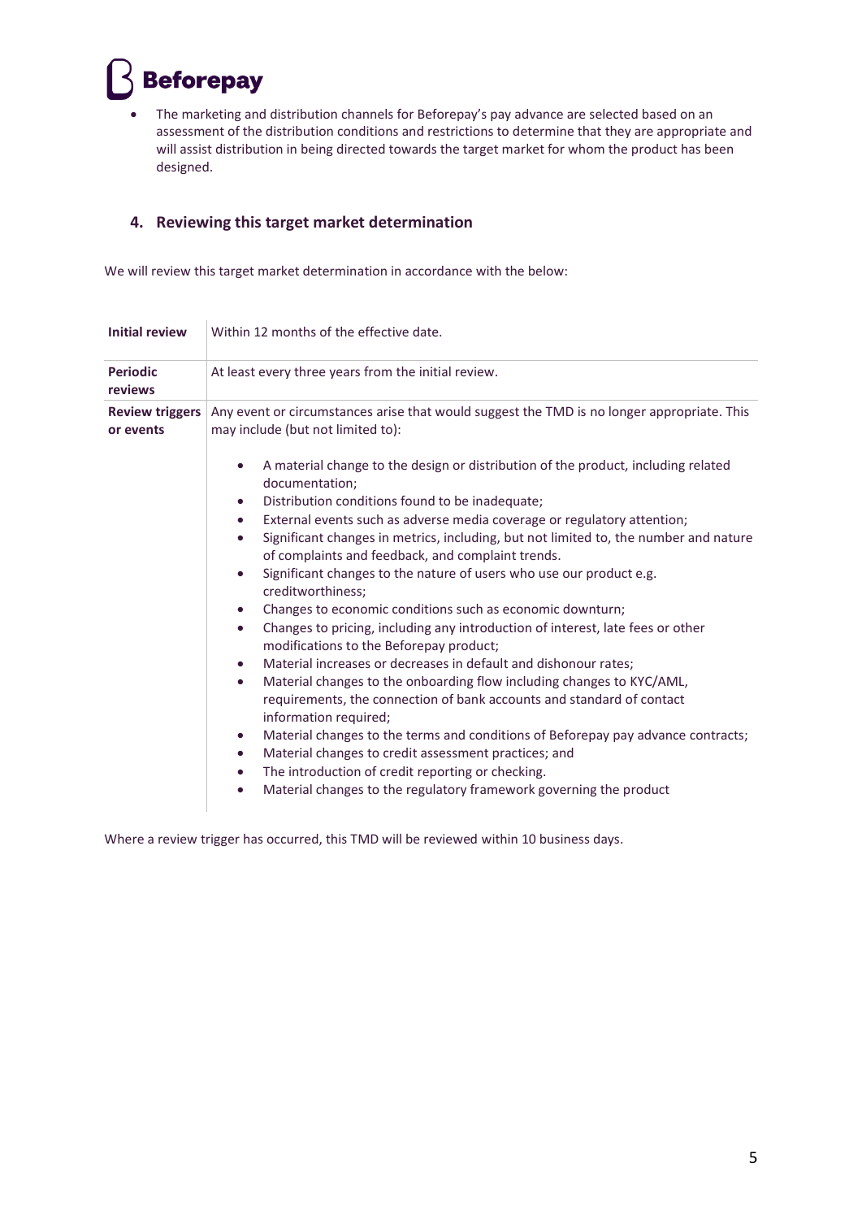- The marketing and distribution channels for Beforepay's pay advance are selected based on an assessment of the distribution conditions and restrictions to determine that they are appropriate and will assist distribution in being directed towards the target market for whom the product has been designed.

## 4. Reviewing this target market determination

We will review this target market determination in accordance with the below:

| | |
|---|---|
| **Initial review** | Within 12 months of the effective date. |
| **Periodic reviews** | At least every three years from the initial review. |
| **Review triggers or events** | Any event or circumstances arise that would suggest the TMD is no longer appropriate. This may include (but not limited to):<br>• A material change to the design or distribution of the product, including related documentation;<br>• Distribution conditions found to be inadequate;<br>• External events such as adverse media coverage or regulatory attention;<br>• Significant changes in metrics, including, but not limited to, the number and nature of complaints and feedback, and complaint trends.<br>• Significant changes to the nature of users who use our product e.g. creditworthiness;<br>• Changes to economic conditions such as economic downturn;<br>• Changes to pricing, including any introduction of interest, late fees or other modifications to the Beforepay product;<br>• Material increases or decreases in default and dishonour rates;<br>• Material changes to the onboarding flow including changes to KYC/AML, requirements, the connection of bank accounts and standard of contact information required;<br>• Material changes to the terms and conditions of Beforepay pay advance contracts;<br>• Material changes to credit assessment practices; and<br>• The introduction of credit reporting or checking.<br>• Material changes to the regulatory framework governing the product |

Where a review trigger has occurred, this TMD will be reviewed within 10 business days.